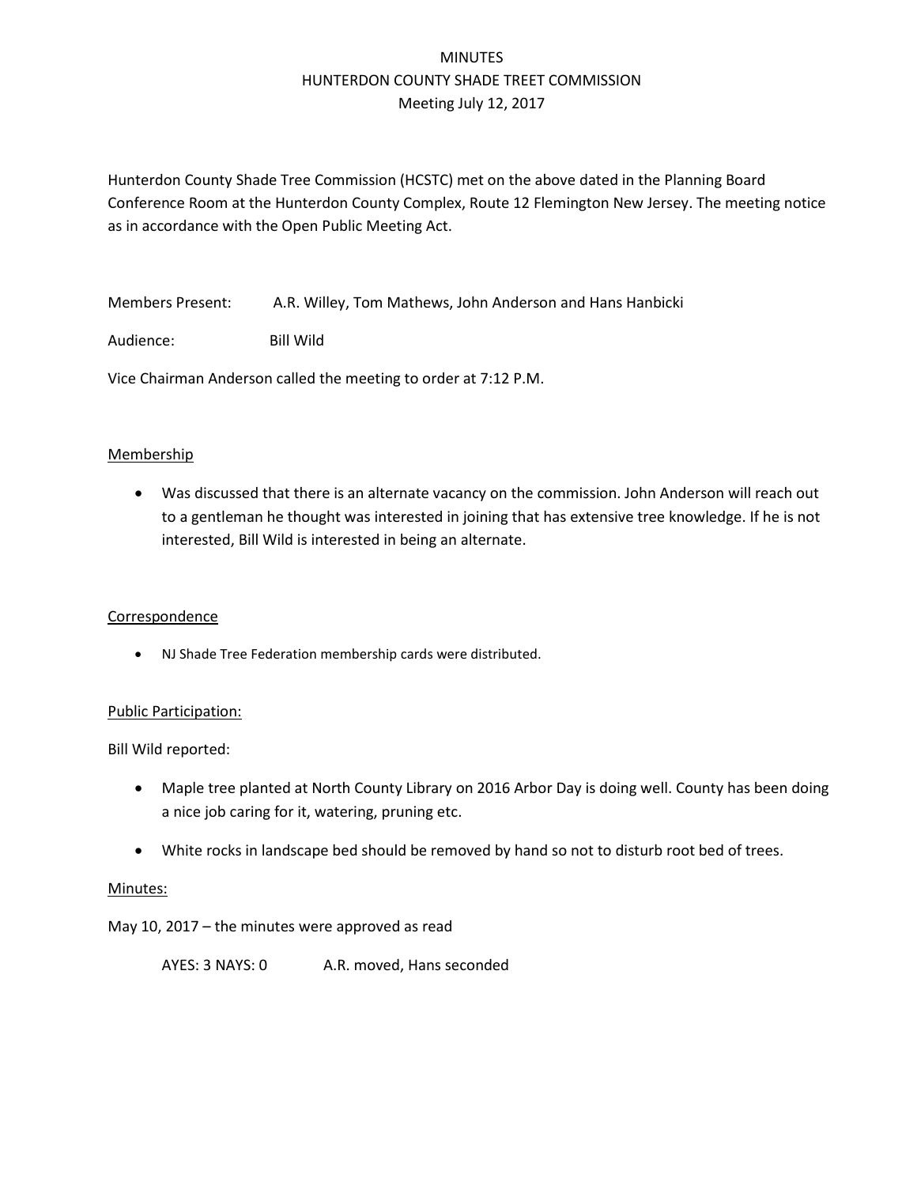# MINUTES
## HUNTERDON COUNTY SHADE TREET COMMISSION
### Meeting July 12, 2017

Hunterdon County Shade Tree Commission (HCSTC) met on the above dated in the Planning Board Conference Room at the Hunterdon County Complex, Route 12 Flemington New Jersey. The meeting notice as in accordance with the Open Public Meeting Act.

Members Present: A.R. Willey, Tom Mathews, John Anderson and Hans Hanbicki

Audience: Bill Wild

Vice Chairman Anderson called the meeting to order at 7:12 P.M.

<u>Membership</u>

- Was discussed that there is an alternate vacancy on the commission. John Anderson will reach out to a gentleman he thought was interested in joining that has extensive tree knowledge. If he is not interested, Bill Wild is interested in being an alternate.

<u>Correspondence</u>

- NJ Shade Tree Federation membership cards were distributed.

<u>Public Participation:</u>

Bill Wild reported:

- Maple tree planted at North County Library on 2016 Arbor Day is doing well. County has been doing a nice job caring for it, watering, pruning etc.
- White rocks in landscape bed should be removed by hand so not to disturb root bed of trees.

<u>Minutes:</u>

May 10, 2017 – the minutes were approved as read

AYES: 3 NAYS: 0 A.R. moved, Hans seconded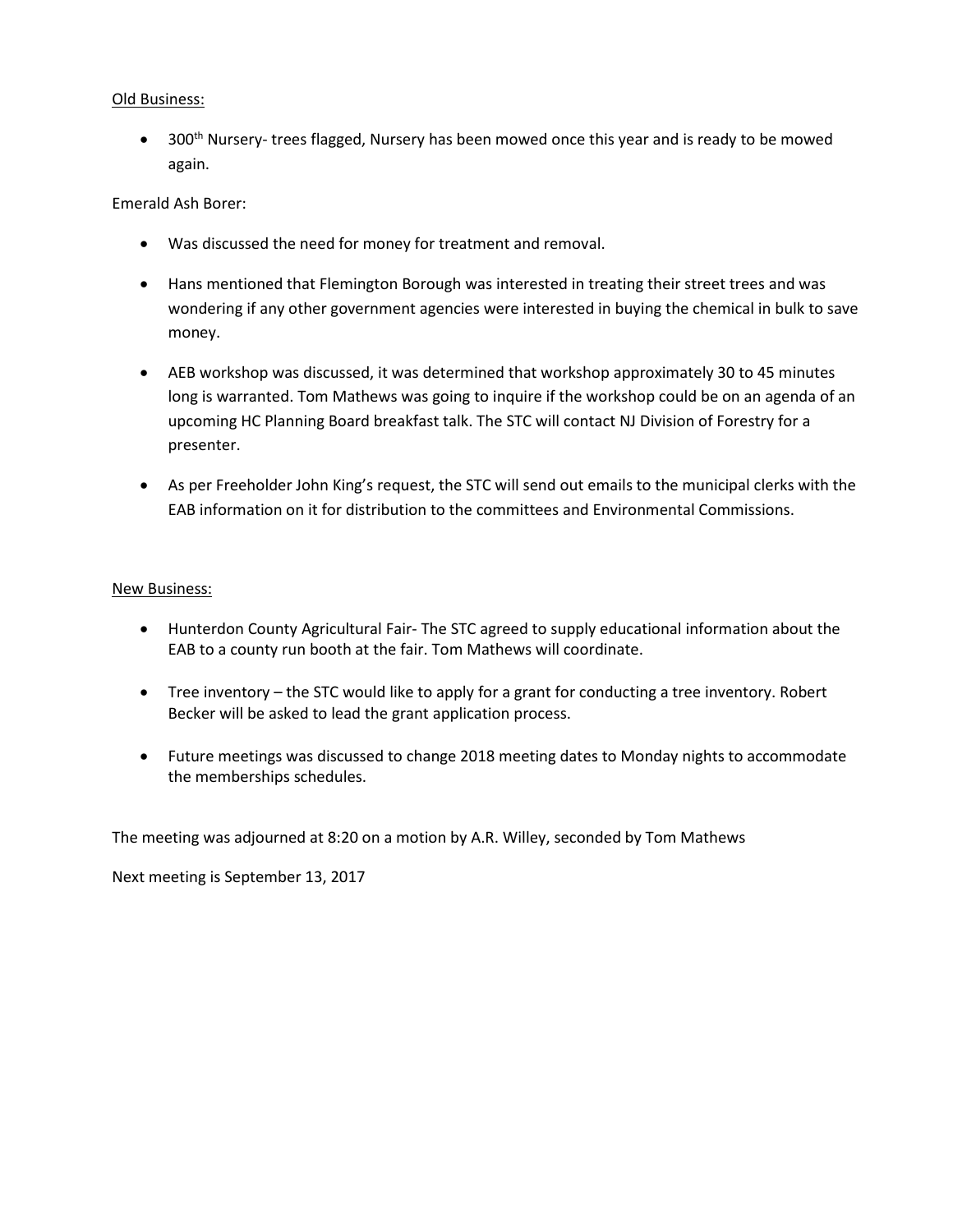Old Business:

- 300th Nursery- trees flagged, Nursery has been mowed once this year and is ready to be mowed again.

Emerald Ash Borer:

- Was discussed the need for money for treatment and removal.
- Hans mentioned that Flemington Borough was interested in treating their street trees and was wondering if any other government agencies were interested in buying the chemical in bulk to save money.
- AEB workshop was discussed, it was determined that workshop approximately 30 to 45 minutes long is warranted. Tom Mathews was going to inquire if the workshop could be on an agenda of an upcoming HC Planning Board breakfast talk. The STC will contact NJ Division of Forestry for a presenter.
- As per Freeholder John King's request, the STC will send out emails to the municipal clerks with the EAB information on it for distribution to the committees and Environmental Commissions.

New Business:

- Hunterdon County Agricultural Fair- The STC agreed to supply educational information about the EAB to a county run booth at the fair. Tom Mathews will coordinate.
- Tree inventory – the STC would like to apply for a grant for conducting a tree inventory. Robert Becker will be asked to lead the grant application process.
- Future meetings was discussed to change 2018 meeting dates to Monday nights to accommodate the memberships schedules.

The meeting was adjourned at 8:20 on a motion by A.R. Willey, seconded by Tom Mathews

Next meeting is September 13, 2017